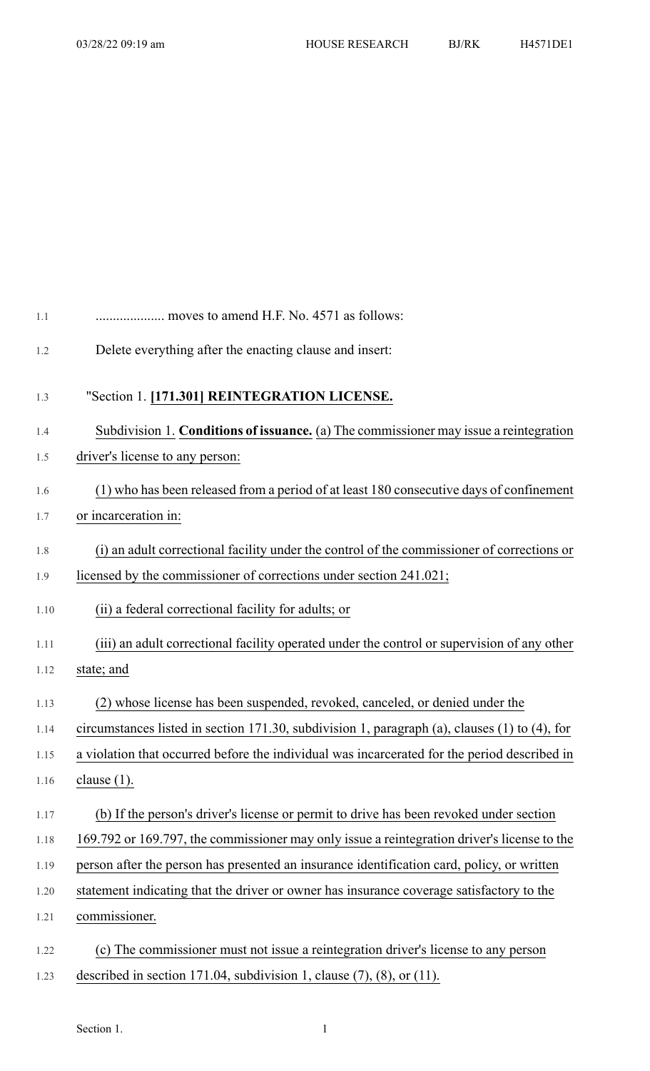.................... moves to amend H.F. No. 4571 as follows:

Delete everything after the enacting clause and insert:

"Section 1. **[171.301] REINTEGRATION LICENSE.**

Subdivision 1. **Conditions of issuance.** (a) The commissioner may issue a reintegration driver's license to any person:

(1) who has been released from a period of at least 180 consecutive days of confinement or incarceration in:

(i) an adult correctional facility under the control of the commissioner of corrections or licensed by the commissioner of corrections under section 241.021;

(ii) a federal correctional facility for adults; or

(iii) an adult correctional facility operated under the control or supervision of any other state; and

(2) whose license has been suspended, revoked, canceled, or denied under the circumstances listed in section 171.30, subdivision 1, paragraph (a), clauses (1) to (4), for a violation that occurred before the individual was incarcerated for the period described in clause (1).

(b) If the person's driver's license or permit to drive has been revoked under section 169.792 or 169.797, the commissioner may only issue a reintegration driver's license to the person after the person has presented an insurance identification card, policy, or written statement indicating that the driver or owner has insurance coverage satisfactory to the commissioner.

(c) The commissioner must not issue a reintegration driver's license to any person described in section 171.04, subdivision 1, clause (7), (8), or (11).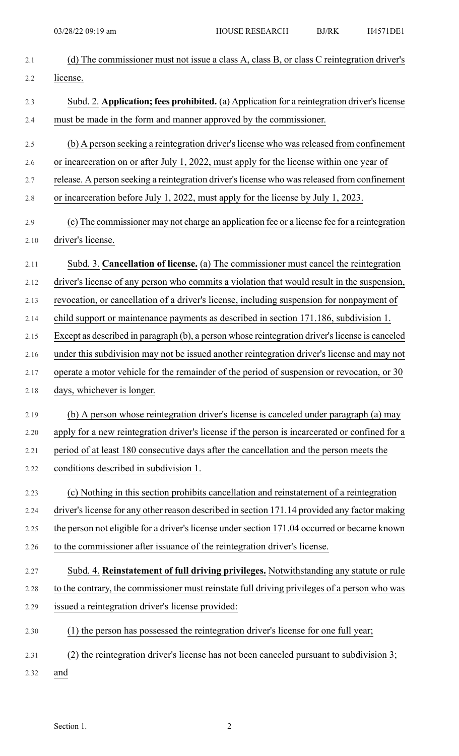(d) The commissioner must not issue a class A, class B, or class C reintegration driver's license.

Subd. 2. **Application; fees prohibited.** (a) Application for a reintegration driver's license must be made in the form and manner approved by the commissioner.

(b) A person seeking a reintegration driver's license who was released from confinement or incarceration on or after July 1, 2022, must apply for the license within one year of release. A person seeking a reintegration driver's license who was released from confinement or incarceration before July 1, 2022, must apply for the license by July 1, 2023.

(c) The commissioner may not charge an application fee or a license fee for a reintegration driver's license.

Subd. 3. **Cancellation of license.** (a) The commissioner must cancel the reintegration driver's license of any person who commits a violation that would result in the suspension, revocation, or cancellation of a driver's license, including suspension for nonpayment of child support or maintenance payments as described in section 171.186, subdivision 1. Except as described in paragraph (b), a person whose reintegration driver's license is canceled under this subdivision may not be issued another reintegration driver's license and may not operate a motor vehicle for the remainder of the period of suspension or revocation, or 30 days, whichever is longer.

(b) A person whose reintegration driver's license is canceled under paragraph (a) may apply for a new reintegration driver's license if the person is incarcerated or confined for a period of at least 180 consecutive days after the cancellation and the person meets the conditions described in subdivision 1.

(c) Nothing in this section prohibits cancellation and reinstatement of a reintegration driver's license for any other reason described in section 171.14 provided any factor making the person not eligible for a driver's license under section 171.04 occurred or became known to the commissioner after issuance of the reintegration driver's license.

Subd. 4. **Reinstatement of full driving privileges.** Notwithstanding any statute or rule to the contrary, the commissioner must reinstate full driving privileges of a person who was issued a reintegration driver's license provided:

(1) the person has possessed the reintegration driver's license for one full year;

(2) the reintegration driver's license has not been canceled pursuant to subdivision 3; and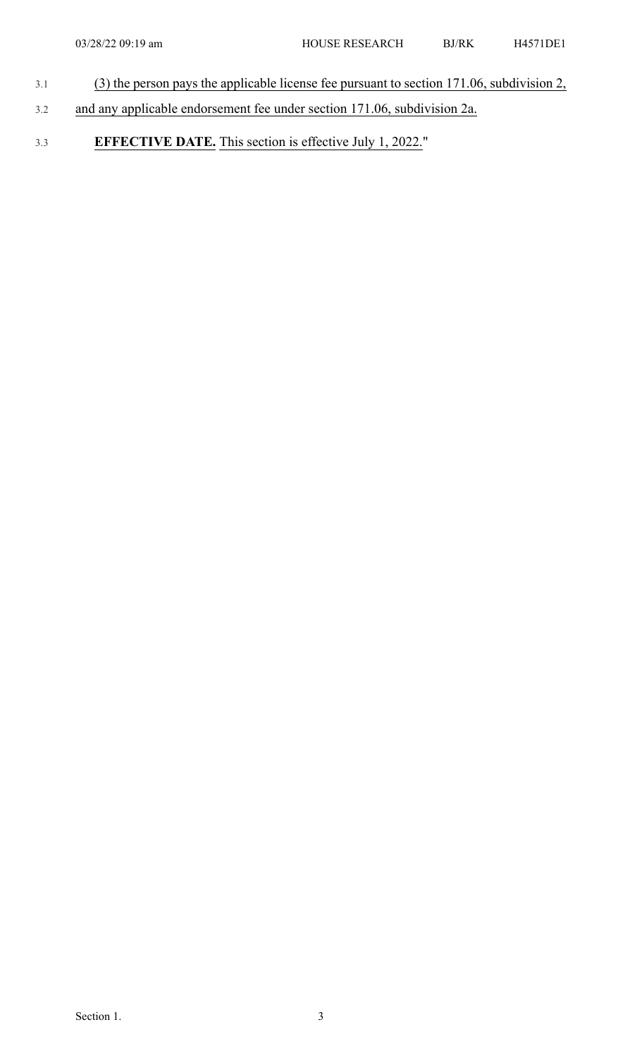(3) the person pays the applicable license fee pursuant to section 171.06, subdivision 2, and any applicable endorsement fee under section 171.06, subdivision 2a.

**EFFECTIVE DATE.** This section is effective July 1, 2022."